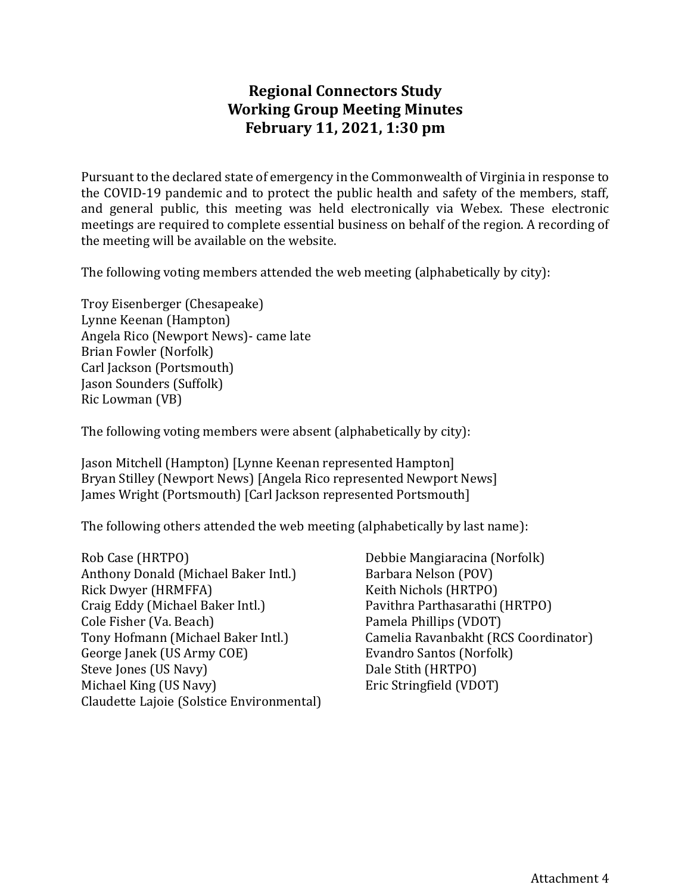# Regional Connectors Study
## Working Group Meeting Minutes
## February 11, 2021, 1:30 pm

Pursuant to the declared state of emergency in the Commonwealth of Virginia in response to the COVID-19 pandemic and to protect the public health and safety of the members, staff, and general public, this meeting was held electronically via Webex. These electronic meetings are required to complete essential business on behalf of the region. A recording of the meeting will be available on the website.

The following voting members attended the web meeting (alphabetically by city):

Troy Eisenberger (Chesapeake)
Lynne Keenan (Hampton)
Angela Rico (Newport News)- came late
Brian Fowler (Norfolk)
Carl Jackson (Portsmouth)
Jason Sounders (Suffolk)
Ric Lowman (VB)

The following voting members were absent (alphabetically by city):

Jason Mitchell (Hampton) [Lynne Keenan represented Hampton]
Bryan Stilley (Newport News) [Angela Rico represented Newport News]
James Wright (Portsmouth) [Carl Jackson represented Portsmouth]

The following others attended the web meeting (alphabetically by last name):

Rob Case (HRTPO)
Anthony Donald (Michael Baker Intl.)
Rick Dwyer (HRMFFA)
Craig Eddy (Michael Baker Intl.)
Cole Fisher (Va. Beach)
Tony Hofmann (Michael Baker Intl.)
George Janek (US Army COE)
Steve Jones (US Navy)
Michael King (US Navy)
Claudette Lajoie (Solstice Environmental)
Debbie Mangiaracina (Norfolk)
Barbara Nelson (POV)
Keith Nichols (HRTPO)
Pavithra Parthasarathi (HRTPO)
Pamela Phillips (VDOT)
Camelia Ravanbakht (RCS Coordinator)
Evandro Santos (Norfolk)
Dale Stith (HRTPO)
Eric Stringfield (VDOT)

Attachment 4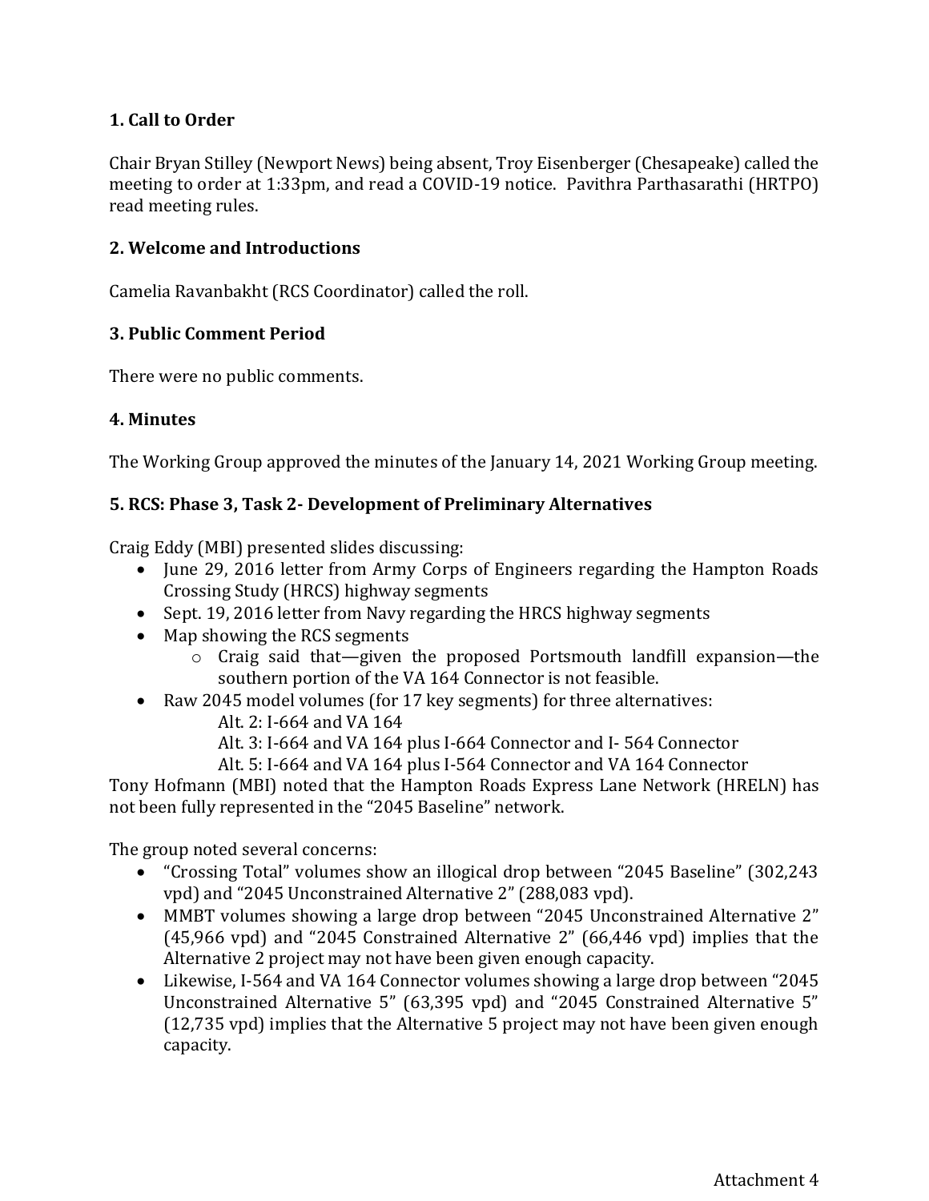## 1. Call to Order

Chair Bryan Stilley (Newport News) being absent, Troy Eisenberger (Chesapeake) called the meeting to order at 1:33pm, and read a COVID-19 notice. Pavithra Parthasarathi (HRTPO) read meeting rules.

## 2. Welcome and Introductions

Camelia Ravanbakht (RCS Coordinator) called the roll.

## 3. Public Comment Period

There were no public comments.

## 4. Minutes

The Working Group approved the minutes of the January 14, 2021 Working Group meeting.

## 5. RCS: Phase 3, Task 2- Development of Preliminary Alternatives

Craig Eddy (MBI) presented slides discussing:

- June 29, 2016 letter from Army Corps of Engineers regarding the Hampton Roads Crossing Study (HRCS) highway segments
- Sept. 19, 2016 letter from Navy regarding the HRCS highway segments
- Map showing the RCS segments
  - Craig said that—given the proposed Portsmouth landfill expansion—the southern portion of the VA 164 Connector is not feasible.
- Raw 2045 model volumes (for 17 key segments) for three alternatives:
  - Alt. 2: I-664 and VA 164
  - Alt. 3: I-664 and VA 164 plus I-664 Connector and I- 564 Connector
  - Alt. 5: I-664 and VA 164 plus I-564 Connector and VA 164 Connector

Tony Hofmann (MBI) noted that the Hampton Roads Express Lane Network (HRELN) has not been fully represented in the "2045 Baseline" network.

The group noted several concerns:

- "Crossing Total" volumes show an illogical drop between "2045 Baseline" (302,243 vpd) and "2045 Unconstrained Alternative 2" (288,083 vpd).
- MMBT volumes showing a large drop between "2045 Unconstrained Alternative 2" (45,966 vpd) and "2045 Constrained Alternative 2" (66,446 vpd) implies that the Alternative 2 project may not have been given enough capacity.
- Likewise, I-564 and VA 164 Connector volumes showing a large drop between "2045 Unconstrained Alternative 5" (63,395 vpd) and "2045 Constrained Alternative 5" (12,735 vpd) implies that the Alternative 5 project may not have been given enough capacity.

Attachment 4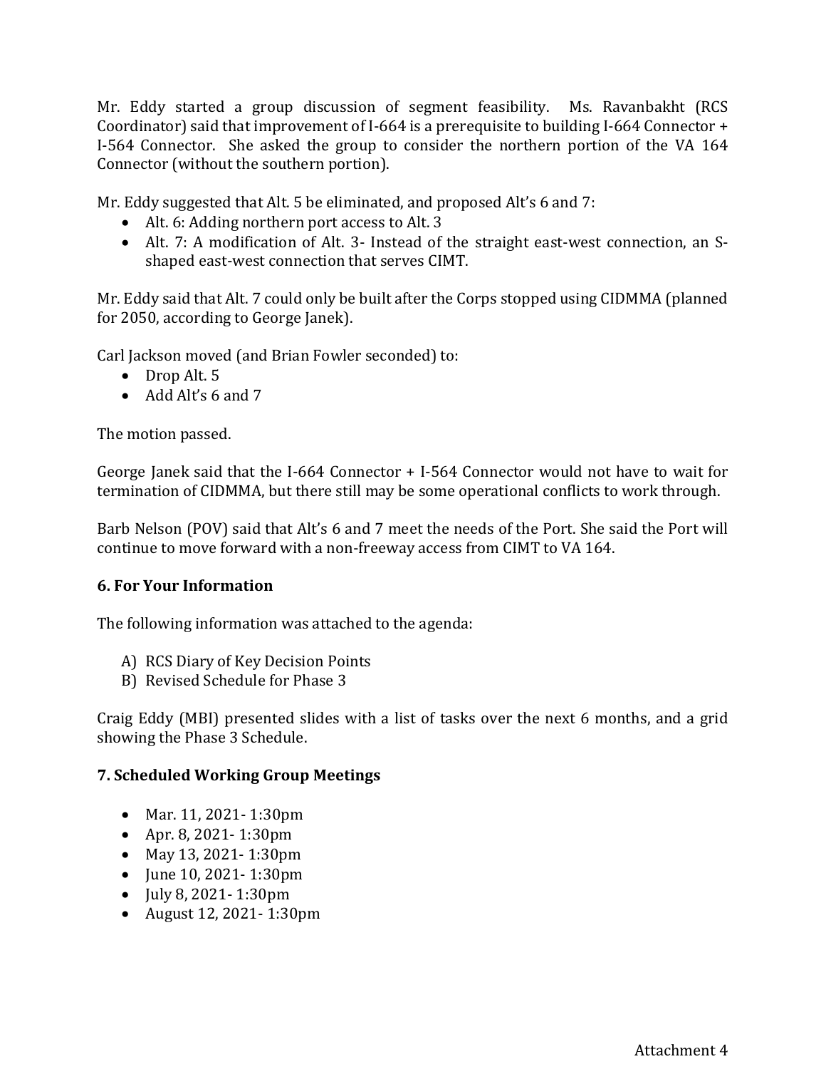Mr. Eddy started a group discussion of segment feasibility. Ms. Ravanbakht (RCS Coordinator) said that improvement of I-664 is a prerequisite to building I-664 Connector + I-564 Connector. She asked the group to consider the northern portion of the VA 164 Connector (without the southern portion).

Mr. Eddy suggested that Alt. 5 be eliminated, and proposed Alt's 6 and 7:

- Alt. 6: Adding northern port access to Alt. 3
- Alt. 7: A modification of Alt. 3- Instead of the straight east-west connection, an S-shaped east-west connection that serves CIMT.

Mr. Eddy said that Alt. 7 could only be built after the Corps stopped using CIDMMA (planned for 2050, according to George Janek).

Carl Jackson moved (and Brian Fowler seconded) to:

- Drop Alt. 5
- Add Alt's 6 and 7

The motion passed.

George Janek said that the I-664 Connector + I-564 Connector would not have to wait for termination of CIDMMA, but there still may be some operational conflicts to work through.

Barb Nelson (POV) said that Alt's 6 and 7 meet the needs of the Port. She said the Port will continue to move forward with a non-freeway access from CIMT to VA 164.

### 6. For Your Information

The following information was attached to the agenda:

A) RCS Diary of Key Decision Points
B) Revised Schedule for Phase 3

Craig Eddy (MBI) presented slides with a list of tasks over the next 6 months, and a grid showing the Phase 3 Schedule.

### 7. Scheduled Working Group Meetings

- Mar. 11, 2021- 1:30pm
- Apr. 8, 2021- 1:30pm
- May 13, 2021- 1:30pm
- June 10, 2021- 1:30pm
- July 8, 2021- 1:30pm
- August 12, 2021- 1:30pm

Attachment 4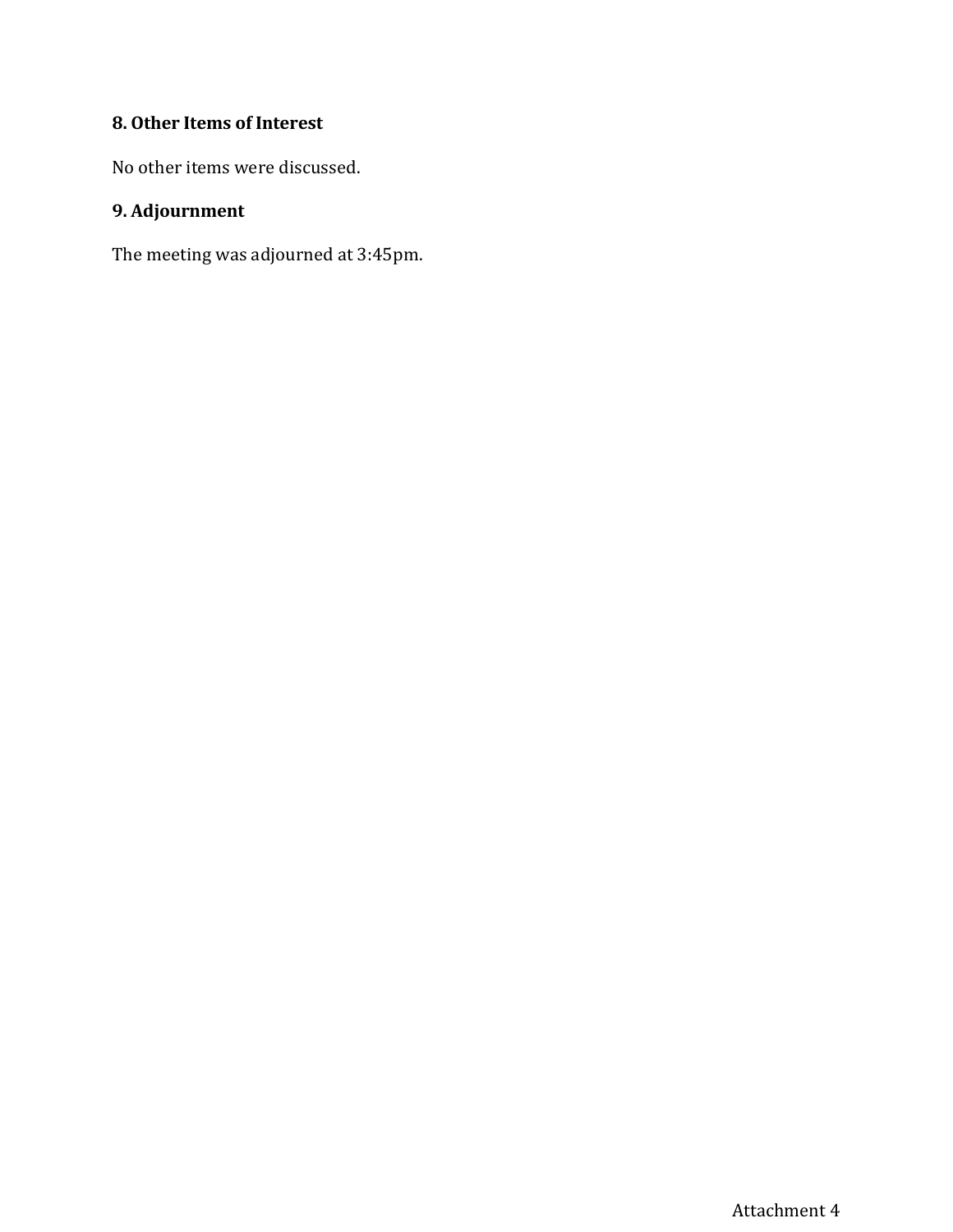### 8. Other Items of Interest

No other items were discussed.

### 9. Adjournment

The meeting was adjourned at 3:45pm.